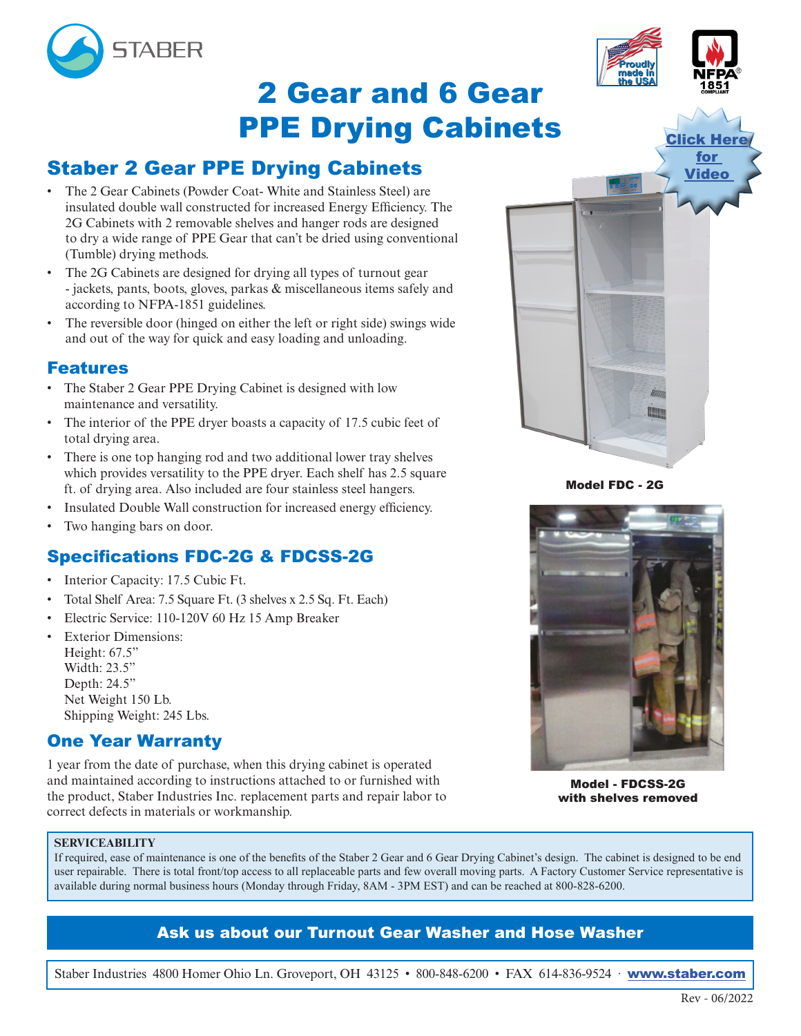STABER

Proudly made in the USA

NFPA 1851 COMPLIANT

# 2 Gear and 6 Gear PPE Drying Cabinets

Click Here for Video

## Staber 2 Gear PPE Drying Cabinets

- The 2 Gear Cabinets (Powder Coat- White and Stainless Steel) are insulated double wall constructed for increased Energy Efficiency. The 2G Cabinets with 2 removable shelves and hanger rods are designed to dry a wide range of PPE Gear that can't be dried using conventional (Tumble) drying methods.
- The 2G Cabinets are designed for drying all types of turnout gear - jackets, pants, boots, gloves, parkas & miscellaneous items safely and according to NFPA-1851 guidelines.
- The reversible door (hinged on either the left or right side) swings wide and out of the way for quick and easy loading and unloading.

### Features

- The Staber 2 Gear PPE Drying Cabinet is designed with low maintenance and versatility.
- The interior of the PPE dryer boasts a capacity of 17.5 cubic feet of total drying area.
- There is one top hanging rod and two additional lower tray shelves which provides versatility to the PPE dryer. Each shelf has 2.5 square ft. of drying area. Also included are four stainless steel hangers.
- Insulated Double Wall construction for increased energy efficiency.
- Two hanging bars on door.

### Specifications FDC-2G & FDCSS-2G

- Interior Capacity: 17.5 Cubic Ft.
- Total Shelf Area: 7.5 Square Ft. (3 shelves x 2.5 Sq. Ft. Each)
- Electric Service: 110-120V 60 Hz 15 Amp Breaker
- Exterior Dimensions:
  Height: 67.5"
  Width: 23.5"
  Depth: 24.5"
  Net Weight 150 Lb.
  Shipping Weight: 245 Lbs.

### One Year Warranty

1 year from the date of purchase, when this drying cabinet is operated and maintained according to instructions attached to or furnished with the product, Staber Industries Inc. replacement parts and repair labor to correct defects in materials or workmanship.

**Model FDC - 2G**

**Model - FDCSS-2G with shelves removed**

**SERVICEABILITY**

If required, ease of maintenance is one of the benefits of the Staber 2 Gear and 6 Gear Drying Cabinet's design. The cabinet is designed to be end user repairable. There is total front/top access to all replaceable parts and few overall moving parts. A Factory Customer Service representative is available during normal business hours (Monday through Friday, 8AM - 3PM EST) and can be reached at 800-828-6200.

**Ask us about our Turnout Gear Washer and Hose Washer**

Staber Industries 4800 Homer Ohio Ln. Groveport, OH 43125 • 800-848-6200 • FAX 614-836-9524 · www.staber.com

Rev - 06/2022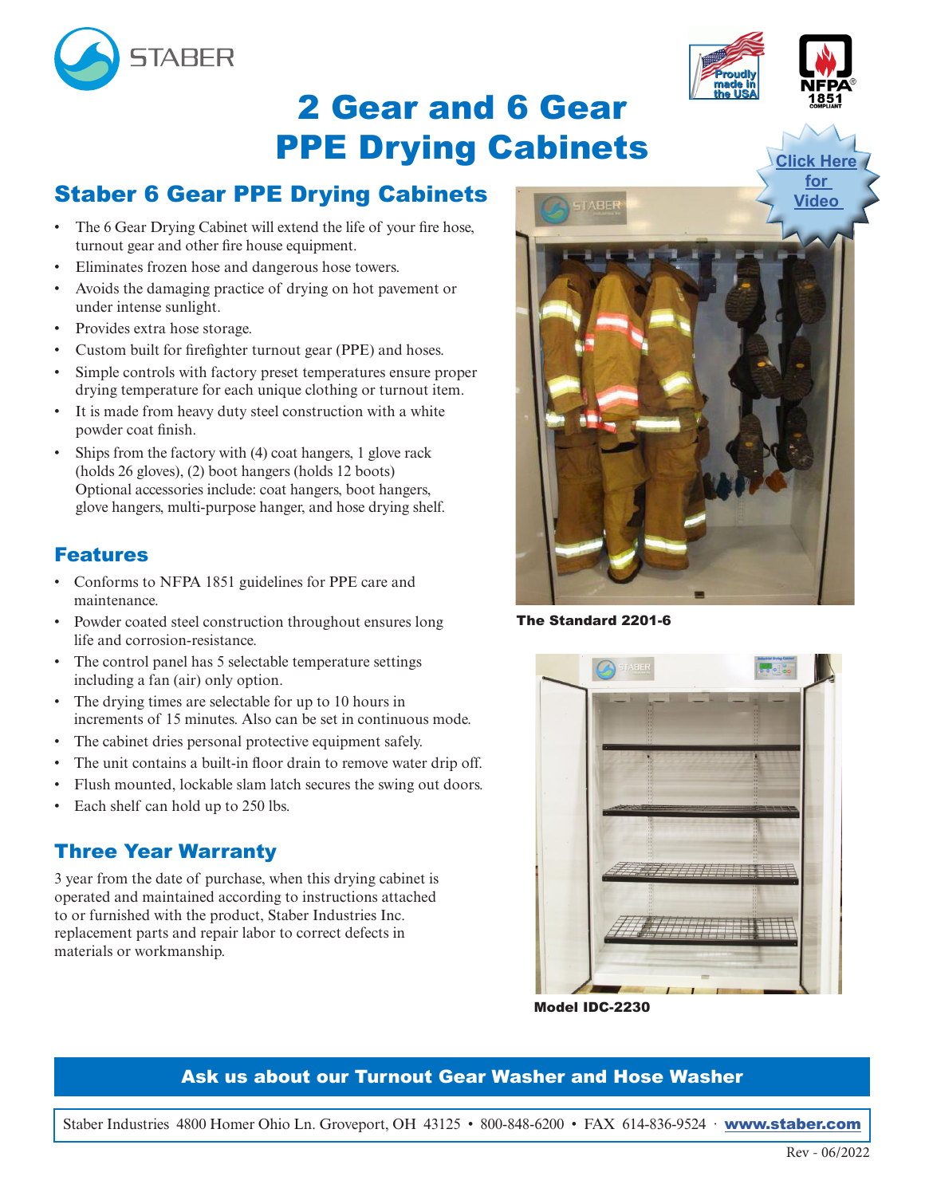# 2 Gear and 6 Gear PPE Drying Cabinets

Click Here for Video

## Staber 6 Gear PPE Drying Cabinets

- The 6 Gear Drying Cabinet will extend the life of your fire hose, turnout gear and other fire house equipment.
- Eliminates frozen hose and dangerous hose towers.
- Avoids the damaging practice of drying on hot pavement or under intense sunlight.
- Provides extra hose storage.
- Custom built for firefighter turnout gear (PPE) and hoses.
- Simple controls with factory preset temperatures ensure proper drying temperature for each unique clothing or turnout item.
- It is made from heavy duty steel construction with a white powder coat finish.
- Ships from the factory with (4) coat hangers, 1 glove rack (holds 26 gloves), (2) boot hangers (holds 12 boots) Optional accessories include: coat hangers, boot hangers, glove hangers, multi-purpose hanger, and hose drying shelf.

## Features

- Conforms to NFPA 1851 guidelines for PPE care and maintenance.
- Powder coated steel construction throughout ensures long life and corrosion-resistance.
- The control panel has 5 selectable temperature settings including a fan (air) only option.
- The drying times are selectable for up to 10 hours in increments of 15 minutes. Also can be set in continuous mode.
- The cabinet dries personal protective equipment safely.
- The unit contains a built-in floor drain to remove water drip off.
- Flush mounted, lockable slam latch secures the swing out doors.
- Each shelf can hold up to 250 lbs.

## Three Year Warranty

3 year from the date of purchase, when this drying cabinet is operated and maintained according to instructions attached to or furnished with the product, Staber Industries Inc. replacement parts and repair labor to correct defects in materials or workmanship.

**The Standard 2201-6**

**Model IDC-2230**

**Ask us about our Turnout Gear Washer and Hose Washer**

Staber Industries 4800 Homer Ohio Ln. Groveport, OH 43125 • 800-848-6200 • FAX 614-836-9524 · **www.staber.com**

Rev - 06/2022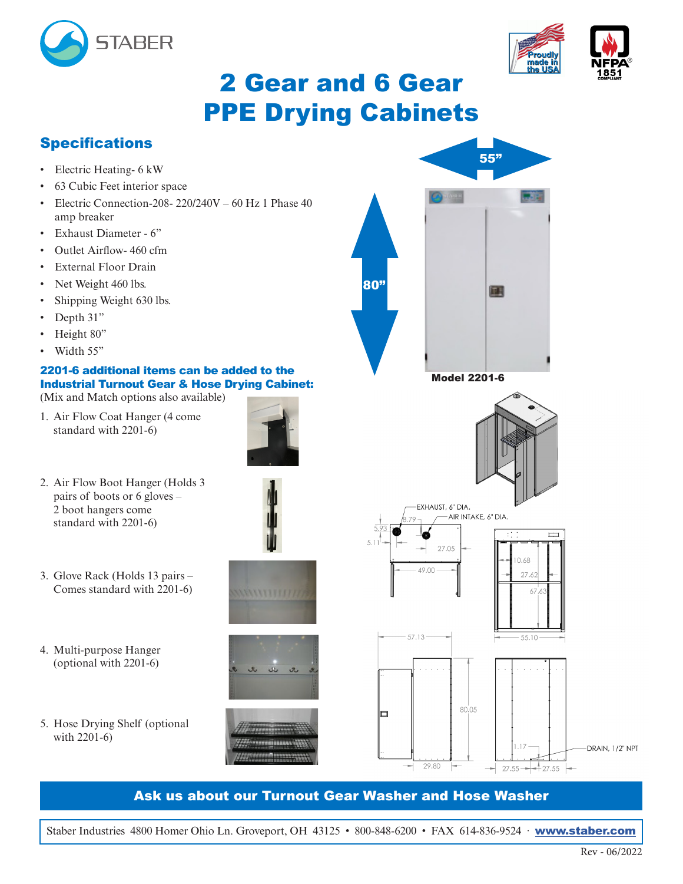# 2 Gear and 6 Gear PPE Drying Cabinets

## Specifications

- Electric Heating- 6 kW
- 63 Cubic Feet interior space
- Electric Connection-208- 220/240V – 60 Hz 1 Phase 40 amp breaker
- Exhaust Diameter - 6"
- Outlet Airflow- 460 cfm
- External Floor Drain
- Net Weight 460 lbs.
- Shipping Weight 630 lbs.
- Depth 31"
- Height 80"
- Width 55"

55"

80"

Model 2201-6

### 2201-6 additional items can be added to the Industrial Turnout Gear & Hose Drying Cabinet:

(Mix and Match options also available)

1. Air Flow Coat Hanger (4 come standard with 2201-6)
2. Air Flow Boot Hanger (Holds 3 pairs of boots or 6 gloves – 2 boot hangers come standard with 2201-6)
3. Glove Rack (Holds 13 pairs – Comes standard with 2201-6)
4. Multi-purpose Hanger (optional with 2201-6)
5. Hose Drying Shelf (optional with 2201-6)

EXHAUST, 6" DIA.
AIR INTAKE, 6" DIA.
8.79
5.93
5.11
27.05
49.00
10.68
27.62
67.63
57.13
55.10
80.05
29.80
1.17
DRAIN, 1/2" NPT
27.55
27.55

**Ask us about our Turnout Gear Washer and Hose Washer**

Staber Industries 4800 Homer Ohio Ln. Groveport, OH 43125 • 800-848-6200 • FAX 614-836-9524 · **www.staber.com**

Rev - 06/2022